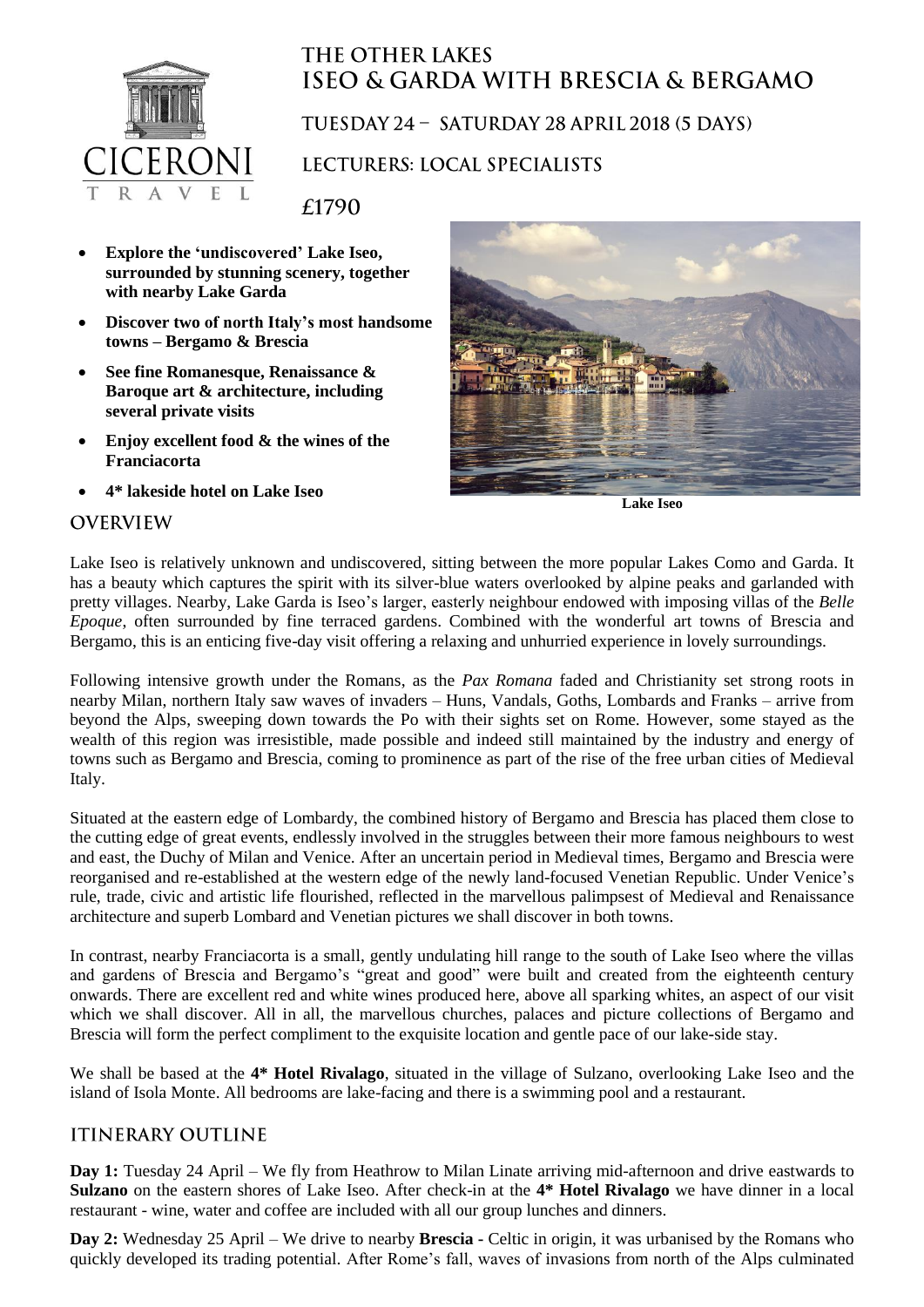# THE OTHER LAKES
# ISEO & GARDA WITH BRESCIA & BERGAMO

## TUESDAY 24 – SATURDAY 28 APRIL 2018 (5 DAYS)

## LECTURERS: LOCAL SPECIALISTS

## £1790

- **Explore the 'undiscovered' Lake Iseo, surrounded by stunning scenery, together with nearby Lake Garda**
- **Discover two of north Italy's most handsome towns – Bergamo & Brescia**
- **See fine Romanesque, Renaissance & Baroque art & architecture, including several private visits**
- **Enjoy excellent food & the wines of the Franciacorta**
- **4\* lakeside hotel on Lake Iseo**

**Lake Iseo**

## OVERVIEW

Lake Iseo is relatively unknown and undiscovered, sitting between the more popular Lakes Como and Garda. It has a beauty which captures the spirit with its silver-blue waters overlooked by alpine peaks and garlanded with pretty villages. Nearby, Lake Garda is Iseo's larger, easterly neighbour endowed with imposing villas of the *Belle Epoque*, often surrounded by fine terraced gardens. Combined with the wonderful art towns of Brescia and Bergamo, this is an enticing five-day visit offering a relaxing and unhurried experience in lovely surroundings.

Following intensive growth under the Romans, as the *Pax Romana* faded and Christianity set strong roots in nearby Milan, northern Italy saw waves of invaders – Huns, Vandals, Goths, Lombards and Franks – arrive from beyond the Alps, sweeping down towards the Po with their sights set on Rome. However, some stayed as the wealth of this region was irresistible, made possible and indeed still maintained by the industry and energy of towns such as Bergamo and Brescia, coming to prominence as part of the rise of the free urban cities of Medieval Italy.

Situated at the eastern edge of Lombardy, the combined history of Bergamo and Brescia has placed them close to the cutting edge of great events, endlessly involved in the struggles between their more famous neighbours to west and east, the Duchy of Milan and Venice. After an uncertain period in Medieval times, Bergamo and Brescia were reorganised and re-established at the western edge of the newly land-focused Venetian Republic. Under Venice's rule, trade, civic and artistic life flourished, reflected in the marvellous palimpsest of Medieval and Renaissance architecture and superb Lombard and Venetian pictures we shall discover in both towns.

In contrast, nearby Franciacorta is a small, gently undulating hill range to the south of Lake Iseo where the villas and gardens of Brescia and Bergamo's "great and good" were built and created from the eighteenth century onwards. There are excellent red and white wines produced here, above all sparking whites, an aspect of our visit which we shall discover. All in all, the marvellous churches, palaces and picture collections of Bergamo and Brescia will form the perfect compliment to the exquisite location and gentle pace of our lake-side stay.

We shall be based at the **4\* Hotel Rivalago**, situated in the village of Sulzano, overlooking Lake Iseo and the island of Isola Monte. All bedrooms are lake-facing and there is a swimming pool and a restaurant.

## ITINERARY OUTLINE

**Day 1:** Tuesday 24 April – We fly from Heathrow to Milan Linate arriving mid-afternoon and drive eastwards to **Sulzano** on the eastern shores of Lake Iseo. After check-in at the **4\* Hotel Rivalago** we have dinner in a local restaurant - wine, water and coffee are included with all our group lunches and dinners.

**Day 2:** Wednesday 25 April – We drive to nearby **Brescia -** Celtic in origin, it was urbanised by the Romans who quickly developed its trading potential. After Rome's fall, waves of invasions from north of the Alps culminated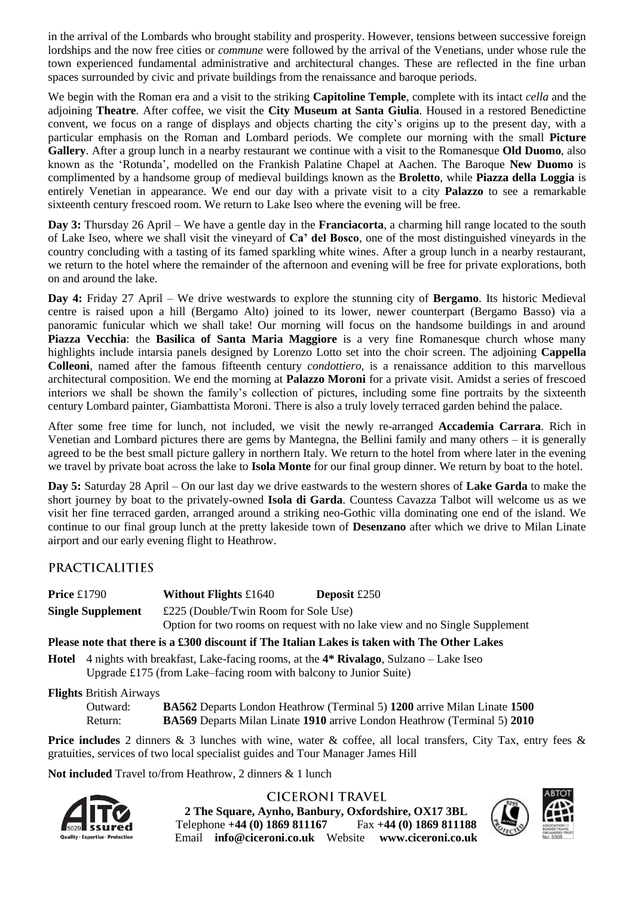in the arrival of the Lombards who brought stability and prosperity. However, tensions between successive foreign lordships and the now free cities or *commune* were followed by the arrival of the Venetians, under whose rule the town experienced fundamental administrative and architectural changes. These are reflected in the fine urban spaces surrounded by civic and private buildings from the renaissance and baroque periods.

We begin with the Roman era and a visit to the striking **Capitoline Temple**, complete with its intact *cella* and the adjoining **Theatre**. After coffee, we visit the **City Museum at Santa Giulia**. Housed in a restored Benedictine convent, we focus on a range of displays and objects charting the city's origins up to the present day, with a particular emphasis on the Roman and Lombard periods. We complete our morning with the small **Picture Gallery**. After a group lunch in a nearby restaurant we continue with a visit to the Romanesque **Old Duomo**, also known as the 'Rotunda', modelled on the Frankish Palatine Chapel at Aachen. The Baroque **New Duomo** is complimented by a handsome group of medieval buildings known as the **Broletto**, while **Piazza della Loggia** is entirely Venetian in appearance. We end our day with a private visit to a city **Palazzo** to see a remarkable sixteenth century frescoed room. We return to Lake Iseo where the evening will be free.

**Day 3:** Thursday 26 April – We have a gentle day in the **Franciacorta**, a charming hill range located to the south of Lake Iseo, where we shall visit the vineyard of **Ca' del Bosco**, one of the most distinguished vineyards in the country concluding with a tasting of its famed sparkling white wines. After a group lunch in a nearby restaurant, we return to the hotel where the remainder of the afternoon and evening will be free for private explorations, both on and around the lake.

**Day 4:** Friday 27 April – We drive westwards to explore the stunning city of **Bergamo**. Its historic Medieval centre is raised upon a hill (Bergamo Alto) joined to its lower, newer counterpart (Bergamo Basso) via a panoramic funicular which we shall take! Our morning will focus on the handsome buildings in and around **Piazza Vecchia**: the **Basilica of Santa Maria Maggiore** is a very fine Romanesque church whose many highlights include intarsia panels designed by Lorenzo Lotto set into the choir screen. The adjoining **Cappella Colleoni**, named after the famous fifteenth century *condottiero*, is a renaissance addition to this marvellous architectural composition. We end the morning at **Palazzo Moroni** for a private visit. Amidst a series of frescoed interiors we shall be shown the family's collection of pictures, including some fine portraits by the sixteenth century Lombard painter, Giambattista Moroni. There is also a truly lovely terraced garden behind the palace.

After some free time for lunch, not included, we visit the newly re-arranged **Accademia Carrara**. Rich in Venetian and Lombard pictures there are gems by Mantegna, the Bellini family and many others – it is generally agreed to be the best small picture gallery in northern Italy. We return to the hotel from where later in the evening we travel by private boat across the lake to **Isola Monte** for our final group dinner. We return by boat to the hotel.

**Day 5:** Saturday 28 April – On our last day we drive eastwards to the western shores of **Lake Garda** to make the short journey by boat to the privately-owned **Isola di Garda**. Countess Cavazza Talbot will welcome us as we visit her fine terraced garden, arranged around a striking neo-Gothic villa dominating one end of the island. We continue to our final group lunch at the pretty lakeside town of **Desenzano** after which we drive to Milan Linate airport and our early evening flight to Heathrow.

## PRACTICALITIES

**Price** £1790 **Without Flights** £1640 **Deposit** £250

**Single Supplement** £225 (Double/Twin Room for Sole Use)
Option for two rooms on request with no lake view and no Single Supplement

**Please note that there is a £300 discount if The Italian Lakes is taken with The Other Lakes**

**Hotel** 4 nights with breakfast, Lake-facing rooms, at the **4* Rivalago**, Sulzano – Lake Iseo
Upgrade £175 (from Lake–facing room with balcony to Junior Suite)

**Flights** British Airways
Outward: **BA562** Departs London Heathrow (Terminal 5) **1200** arrive Milan Linate **1500**
Return: **BA569** Departs Milan Linate **1910** arrive London Heathrow (Terminal 5) **2010**

**Price includes** 2 dinners & 3 lunches with wine, water & coffee, all local transfers, City Tax, entry fees & gratuities, services of two local specialist guides and Tour Manager James Hill

**Not included** Travel to/from Heathrow, 2 dinners & 1 lunch

CICERONI TRAVEL
**2 The Square, Aynho, Banbury, Oxfordshire, OX17 3BL**
Telephone **+44 (0) 1869 811167** Fax **+44 (0) 1869 811188**
Email **info@ciceroni.co.uk** Website **www.ciceroni.co.uk**